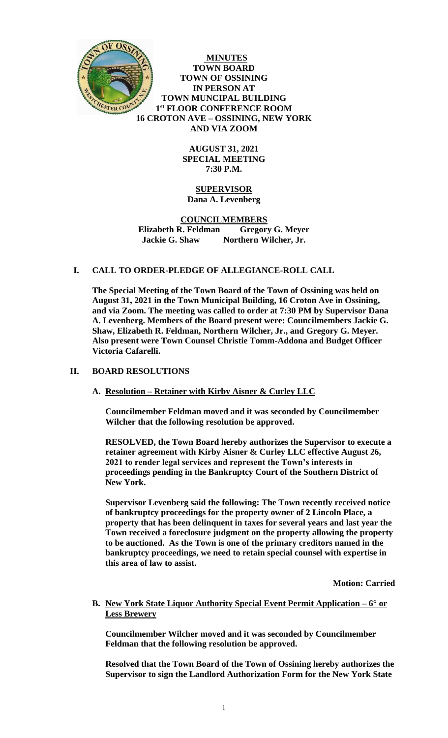# MINUTES
## TOWN BOARD
## TOWN OF OSSINING
## IN PERSON AT
## TOWN MUNCIPAL BUILDING
## 1st FLOOR CONFERENCE ROOM
## 16 CROTON AVE – OSSINING, NEW YORK
## AND VIA ZOOM

**AUGUST 31, 2021**
**SPECIAL MEETING**
**7:30 P.M.**

**SUPERVISOR**
**Dana A. Levenberg**

**COUNCILMEMBERS**
**Elizabeth R. Feldman Gregory G. Meyer**
**Jackie G. Shaw Northern Wilcher, Jr.**

## I. CALL TO ORDER-PLEDGE OF ALLEGIANCE-ROLL CALL

**The Special Meeting of the Town Board of the Town of Ossining was held on August 31, 2021 in the Town Municipal Building, 16 Croton Ave in Ossining, and via Zoom. The meeting was called to order at 7:30 PM by Supervisor Dana A. Levenberg. Members of the Board present were: Councilmembers Jackie G. Shaw, Elizabeth R. Feldman, Northern Wilcher, Jr., and Gregory G. Meyer. Also present were Town Counsel Christie Tomm-Addona and Budget Officer Victoria Cafarelli.**

## II. BOARD RESOLUTIONS

### A. Resolution – Retainer with Kirby Aisner & Curley LLC

**Councilmember Feldman moved and it was seconded by Councilmember Wilcher that the following resolution be approved.**

**RESOLVED, the Town Board hereby authorizes the Supervisor to execute a retainer agreement with Kirby Aisner & Curley LLC effective August 26, 2021 to render legal services and represent the Town's interests in proceedings pending in the Bankruptcy Court of the Southern District of New York.**

**Supervisor Levenberg said the following: The Town recently received notice of bankruptcy proceedings for the property owner of 2 Lincoln Place, a property that has been delinquent in taxes for several years and last year the Town received a foreclosure judgment on the property allowing the property to be auctioned. As the Town is one of the primary creditors named in the bankruptcy proceedings, we need to retain special counsel with expertise in this area of law to assist.**

**Motion: Carried**

### B. New York State Liquor Authority Special Event Permit Application – 6° or Less Brewery

**Councilmember Wilcher moved and it was seconded by Councilmember Feldman that the following resolution be approved.**

**Resolved that the Town Board of the Town of Ossining hereby authorizes the Supervisor to sign the Landlord Authorization Form for the New York State**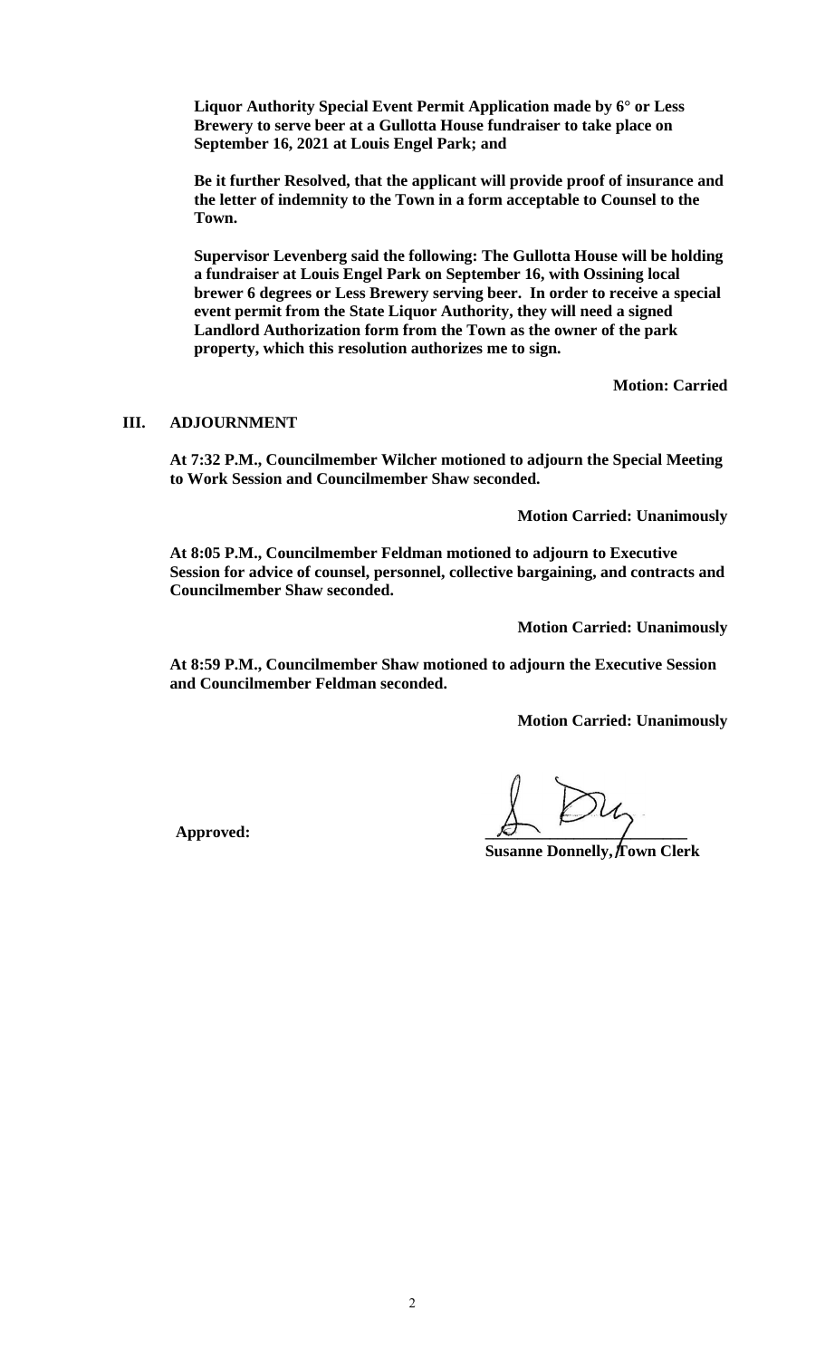**Liquor Authority Special Event Permit Application made by 6° or Less Brewery to serve beer at a Gullotta House fundraiser to take place on September 16, 2021 at Louis Engel Park; and**

**Be it further Resolved, that the applicant will provide proof of insurance and the letter of indemnity to the Town in a form acceptable to Counsel to the Town.**

**Supervisor Levenberg said the following: The Gullotta House will be holding a fundraiser at Louis Engel Park on September 16, with Ossining local brewer 6 degrees or Less Brewery serving beer. In order to receive a special event permit from the State Liquor Authority, they will need a signed Landlord Authorization form from the Town as the owner of the park property, which this resolution authorizes me to sign.**

**Motion: Carried**

## III. ADJOURNMENT

**At 7:32 P.M., Councilmember Wilcher motioned to adjourn the Special Meeting to Work Session and Councilmember Shaw seconded.**

**Motion Carried: Unanimously**

**At 8:05 P.M., Councilmember Feldman motioned to adjourn to Executive Session for advice of counsel, personnel, collective bargaining, and contracts and Councilmember Shaw seconded.**

**Motion Carried: Unanimously**

**At 8:59 P.M., Councilmember Shaw motioned to adjourn the Executive Session and Councilmember Feldman seconded.**

**Motion Carried: Unanimously**

**Approved:**

**Susanne Donnelly, Town Clerk**